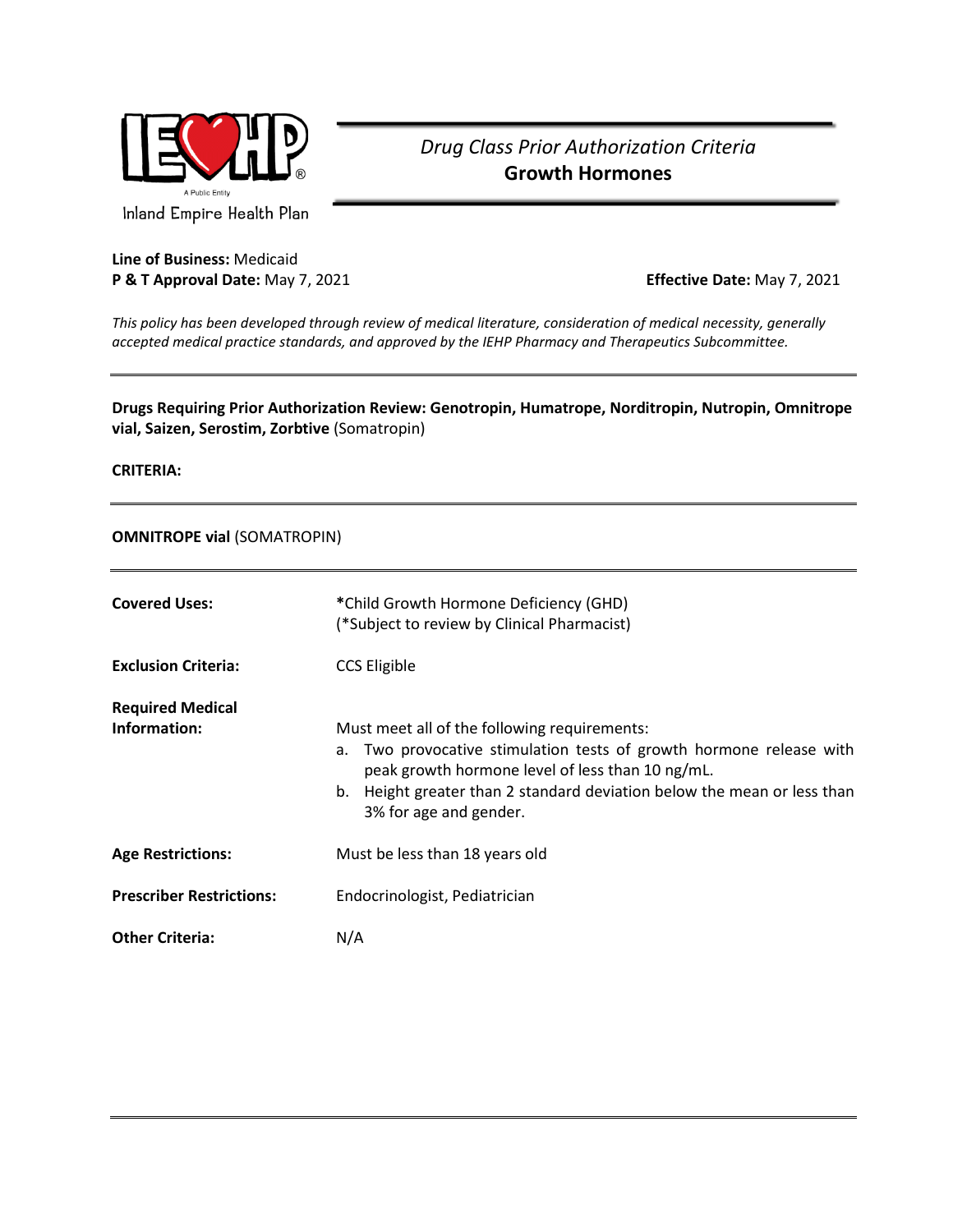Inland Empire Health Plan

*Drug Class Prior Authorization Criteria*
**Growth Hormones**

**Line of Business:** Medicaid
**P & T Approval Date:** May 7, 2021 **Effective Date:** May 7, 2021

*This policy has been developed through review of medical literature, consideration of medical necessity, generally accepted medical practice standards, and approved by the IEHP Pharmacy and Therapeutics Subcommittee.*

---

**Drugs Requiring Prior Authorization Review: Genotropin, Humatrope, Norditropin, Nutropin, Omnitrope vial, Saizen, Serostim, Zorbtive** (Somatropin)

**CRITERIA:**

---

**OMNITROPE vial** (SOMATROPIN)

---

| | |
|---|---|
| **Covered Uses:** | **\***Child Growth Hormone Deficiency (GHD)<br>(\*Subject to review by Clinical Pharmacist) |
| **Exclusion Criteria:** | CCS Eligible |
| **Required Medical Information:** | Must meet all of the following requirements:<br>a. Two provocative stimulation tests of growth hormone release with peak growth hormone level of less than 10 ng/mL.<br>b. Height greater than 2 standard deviation below the mean or less than 3% for age and gender. |
| **Age Restrictions:** | Must be less than 18 years old |
| **Prescriber Restrictions:** | Endocrinologist, Pediatrician |
| **Other Criteria:** | N/A |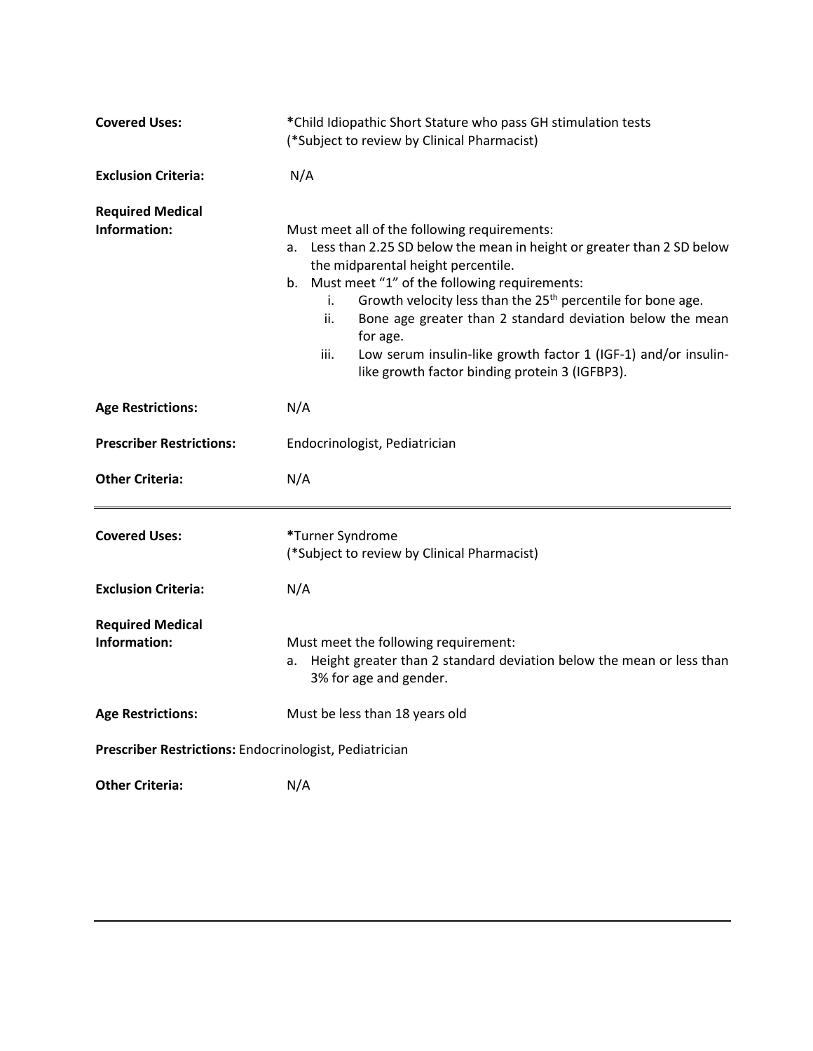**Covered Uses:** *Child Idiopathic Short Stature who pass GH stimulation tests
(*Subject to review by Clinical Pharmacist)

**Exclusion Criteria:** N/A

**Required Medical Information:**

Must meet all of the following requirements:

a. Less than 2.25 SD below the mean in height or greater than 2 SD below the midparental height percentile.
b. Must meet "1" of the following requirements:
   i. Growth velocity less than the 25th percentile for bone age.
   ii. Bone age greater than 2 standard deviation below the mean for age.
   iii. Low serum insulin-like growth factor 1 (IGF-1) and/or insulin-like growth factor binding protein 3 (IGFBP3).

**Age Restrictions:** N/A

**Prescriber Restrictions:** Endocrinologist, Pediatrician

**Other Criteria:** N/A

---

**Covered Uses:** *Turner Syndrome
(*Subject to review by Clinical Pharmacist)

**Exclusion Criteria:** N/A

**Required Medical Information:**

Must meet the following requirement:

a. Height greater than 2 standard deviation below the mean or less than 3% for age and gender.

**Age Restrictions:** Must be less than 18 years old

**Prescriber Restrictions:** Endocrinologist, Pediatrician

**Other Criteria:** N/A

---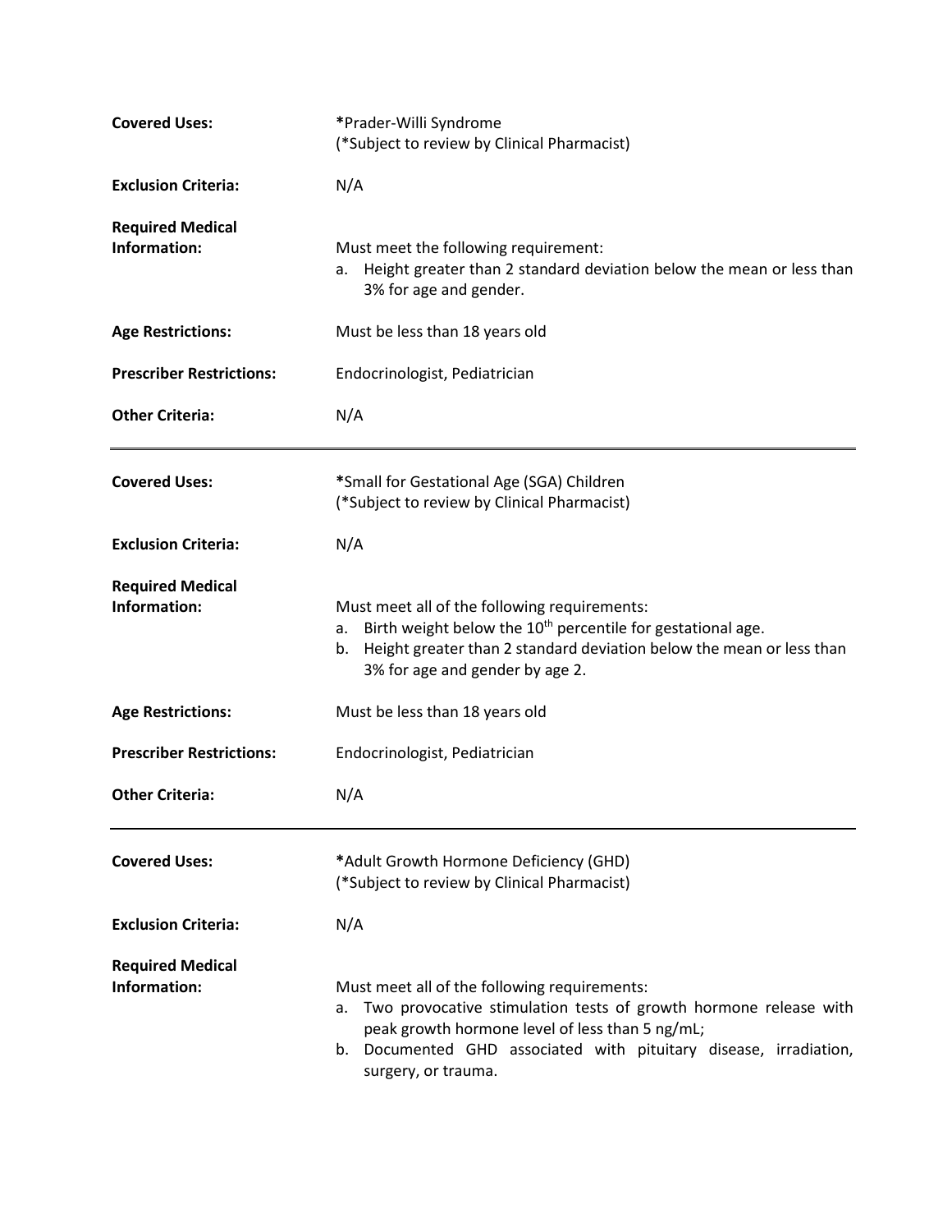| | |
|---|---|
| **Covered Uses:** | **\***Prader-Willi Syndrome<br>(\*Subject to review by Clinical Pharmacist) |
| **Exclusion Criteria:** | N/A |
| **Required Medical Information:** | Must meet the following requirement:<br>a. Height greater than 2 standard deviation below the mean or less than 3% for age and gender. |
| **Age Restrictions:** | Must be less than 18 years old |
| **Prescriber Restrictions:** | Endocrinologist, Pediatrician |
| **Other Criteria:** | N/A |

---

| | |
|---|---|
| **Covered Uses:** | **\***Small for Gestational Age (SGA) Children<br>(\*Subject to review by Clinical Pharmacist) |
| **Exclusion Criteria:** | N/A |
| **Required Medical Information:** | Must meet all of the following requirements:<br>a. Birth weight below the 10th percentile for gestational age.<br>b. Height greater than 2 standard deviation below the mean or less than 3% for age and gender by age 2. |
| **Age Restrictions:** | Must be less than 18 years old |
| **Prescriber Restrictions:** | Endocrinologist, Pediatrician |
| **Other Criteria:** | N/A |

---

| | |
|---|---|
| **Covered Uses:** | **\***Adult Growth Hormone Deficiency (GHD)<br>(\*Subject to review by Clinical Pharmacist) |
| **Exclusion Criteria:** | N/A |
| **Required Medical Information:** | Must meet all of the following requirements:<br>a. Two provocative stimulation tests of growth hormone release with peak growth hormone level of less than 5 ng/mL;<br>b. Documented GHD associated with pituitary disease, irradiation, surgery, or trauma. |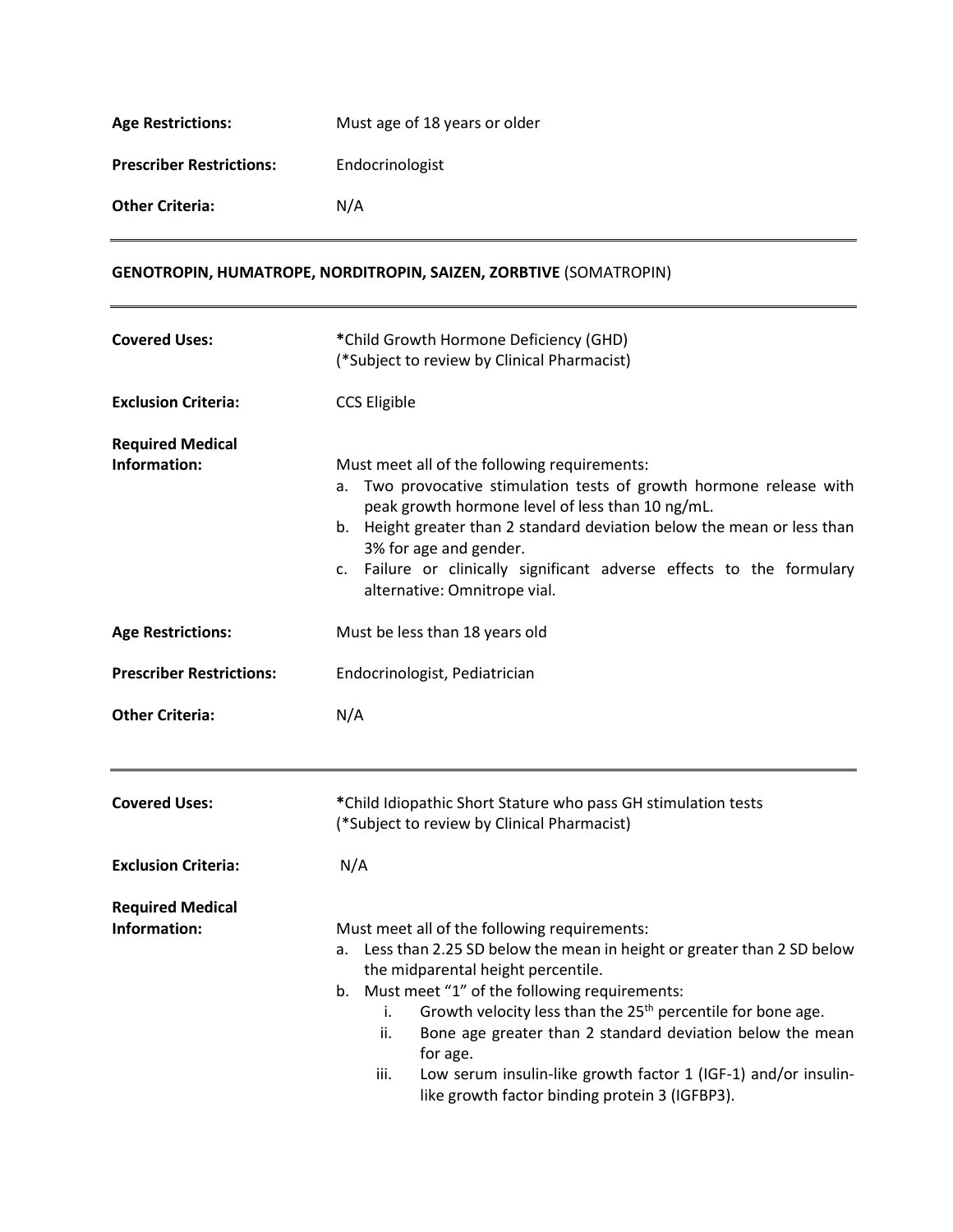| | |
|---|---|
| **Age Restrictions:** | Must age of 18 years or older |
| **Prescriber Restrictions:** | Endocrinologist |
| **Other Criteria:** | N/A |

---

**GENOTROPIN, HUMATROPE, NORDITROPIN, SAIZEN, ZORBTIVE** (SOMATROPIN)

---

| | |
|---|---|
| **Covered Uses:** | ***Child Growth Hormone Deficiency (GHD)**<br>(*Subject to review by Clinical Pharmacist) |
| **Exclusion Criteria:** | CCS Eligible |
| **Required Medical Information:** | Must meet all of the following requirements:<br>a. Two provocative stimulation tests of growth hormone release with peak growth hormone level of less than 10 ng/mL.<br>b. Height greater than 2 standard deviation below the mean or less than 3% for age and gender.<br>c. Failure or clinically significant adverse effects to the formulary alternative: Omnitrope vial. |
| **Age Restrictions:** | Must be less than 18 years old |
| **Prescriber Restrictions:** | Endocrinologist, Pediatrician |
| **Other Criteria:** | N/A |

---

| | |
|---|---|
| **Covered Uses:** | ***Child Idiopathic Short Stature who pass GH stimulation tests**<br>(*Subject to review by Clinical Pharmacist) |
| **Exclusion Criteria:** | N/A |
| **Required Medical Information:** | Must meet all of the following requirements:<br>a. Less than 2.25 SD below the mean in height or greater than 2 SD below the midparental height percentile.<br>b. Must meet "1" of the following requirements:<br>i. Growth velocity less than the 25th percentile for bone age.<br>ii. Bone age greater than 2 standard deviation below the mean for age.<br>iii. Low serum insulin-like growth factor 1 (IGF-1) and/or insulin-like growth factor binding protein 3 (IGFBP3). |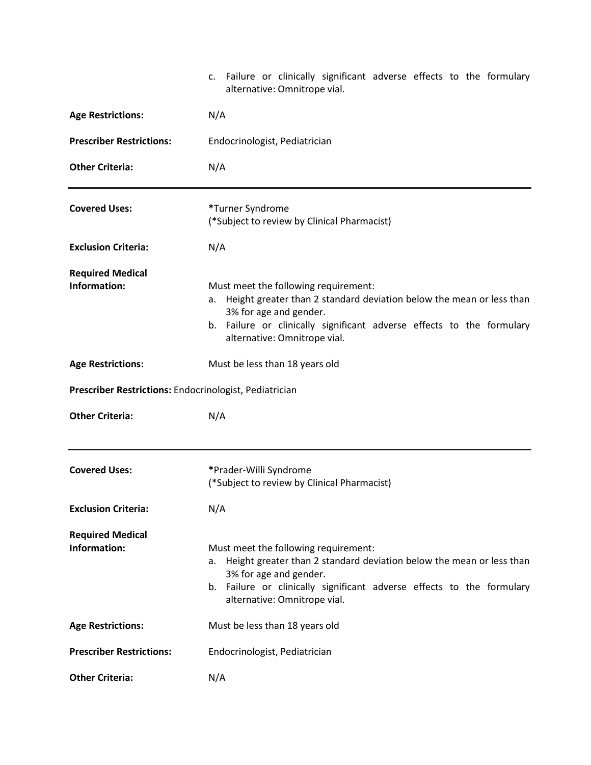c. Failure or clinically significant adverse effects to the formulary alternative: Omnitrope vial.

**Age Restrictions:** N/A

**Prescriber Restrictions:** Endocrinologist, Pediatrician

**Other Criteria:** N/A

---

**Covered Uses:** *Turner Syndrome
(*Subject to review by Clinical Pharmacist)

**Exclusion Criteria:** N/A

**Required Medical Information:** Must meet the following requirement:

a. Height greater than 2 standard deviation below the mean or less than 3% for age and gender.
b. Failure or clinically significant adverse effects to the formulary alternative: Omnitrope vial.

**Age Restrictions:** Must be less than 18 years old

**Prescriber Restrictions:** Endocrinologist, Pediatrician

**Other Criteria:** N/A

---

**Covered Uses:** *Prader-Willi Syndrome
(*Subject to review by Clinical Pharmacist)

**Exclusion Criteria:** N/A

**Required Medical Information:** Must meet the following requirement:

a. Height greater than 2 standard deviation below the mean or less than 3% for age and gender.
b. Failure or clinically significant adverse effects to the formulary alternative: Omnitrope vial.

**Age Restrictions:** Must be less than 18 years old

**Prescriber Restrictions:** Endocrinologist, Pediatrician

**Other Criteria:** N/A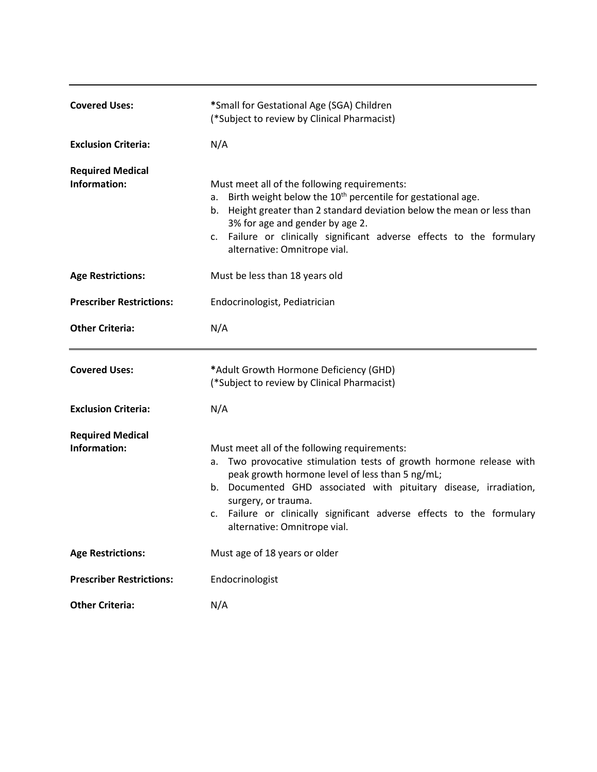| | |
|---|---|
| **Covered Uses:** | ***Small for Gestational Age (SGA) Children**<br>(*Subject to review by Clinical Pharmacist) |
| **Exclusion Criteria:** | N/A |
| **Required Medical Information:** | Must meet all of the following requirements:<br>a. Birth weight below the 10th percentile for gestational age.<br>b. Height greater than 2 standard deviation below the mean or less than 3% for age and gender by age 2.<br>c. Failure or clinically significant adverse effects to the formulary alternative: Omnitrope vial. |
| **Age Restrictions:** | Must be less than 18 years old |
| **Prescriber Restrictions:** | Endocrinologist, Pediatrician |
| **Other Criteria:** | N/A |

| | |
|---|---|
| **Covered Uses:** | ***Adult Growth Hormone Deficiency (GHD)**<br>(*Subject to review by Clinical Pharmacist) |
| **Exclusion Criteria:** | N/A |
| **Required Medical Information:** | Must meet all of the following requirements:<br>a. Two provocative stimulation tests of growth hormone release with peak growth hormone level of less than 5 ng/mL;<br>b. Documented GHD associated with pituitary disease, irradiation, surgery, or trauma.<br>c. Failure or clinically significant adverse effects to the formulary alternative: Omnitrope vial. |
| **Age Restrictions:** | Must age of 18 years or older |
| **Prescriber Restrictions:** | Endocrinologist |
| **Other Criteria:** | N/A |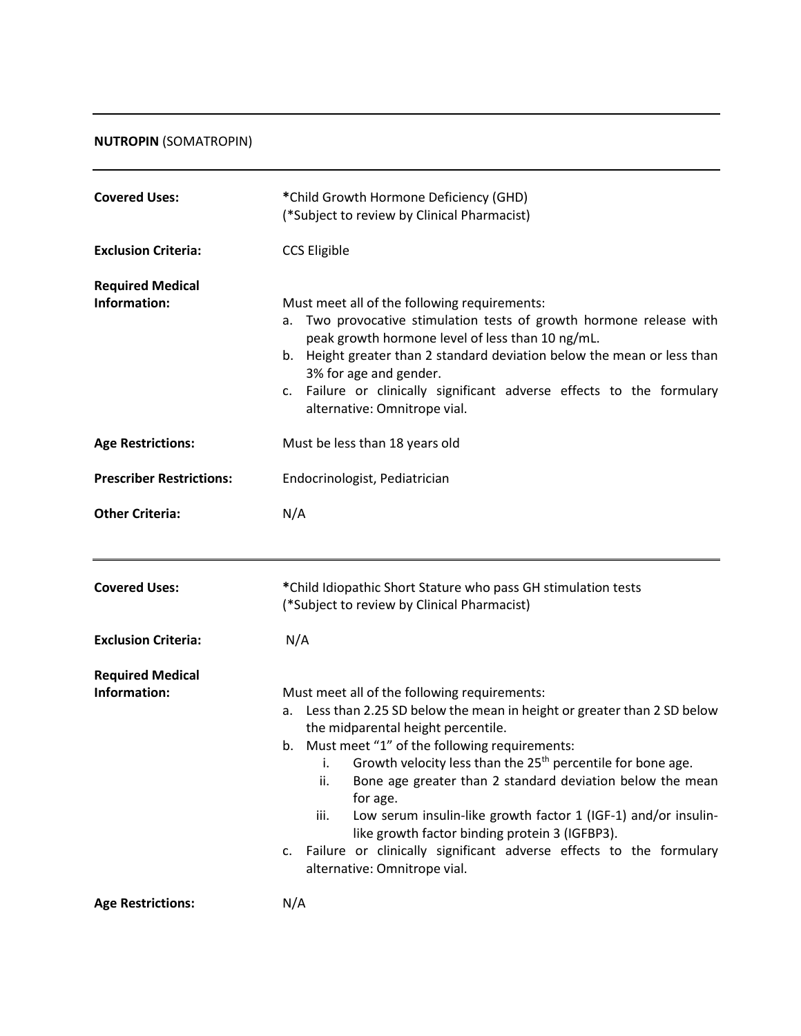**NUTROPIN** (SOMATROPIN)

---

**Covered Uses:** ***Child Growth Hormone Deficiency (GHD)**
(*Subject to review by Clinical Pharmacist)

**Exclusion Criteria:** CCS Eligible

**Required Medical Information:** Must meet all of the following requirements:

a. Two provocative stimulation tests of growth hormone release with peak growth hormone level of less than 10 ng/mL.
b. Height greater than 2 standard deviation below the mean or less than 3% for age and gender.
c. Failure or clinically significant adverse effects to the formulary alternative: Omnitrope vial.

**Age Restrictions:** Must be less than 18 years old

**Prescriber Restrictions:** Endocrinologist, Pediatrician

**Other Criteria:** N/A

---

**Covered Uses:** ***Child Idiopathic Short Stature who pass GH stimulation tests**
(*Subject to review by Clinical Pharmacist)

**Exclusion Criteria:** N/A

**Required Medical Information:** Must meet all of the following requirements:

a. Less than 2.25 SD below the mean in height or greater than 2 SD below the midparental height percentile.
b. Must meet "1" of the following requirements:
   i. Growth velocity less than the 25th percentile for bone age.
   ii. Bone age greater than 2 standard deviation below the mean for age.
   iii. Low serum insulin-like growth factor 1 (IGF-1) and/or insulin-like growth factor binding protein 3 (IGFBP3).
c. Failure or clinically significant adverse effects to the formulary alternative: Omnitrope vial.

**Age Restrictions:** N/A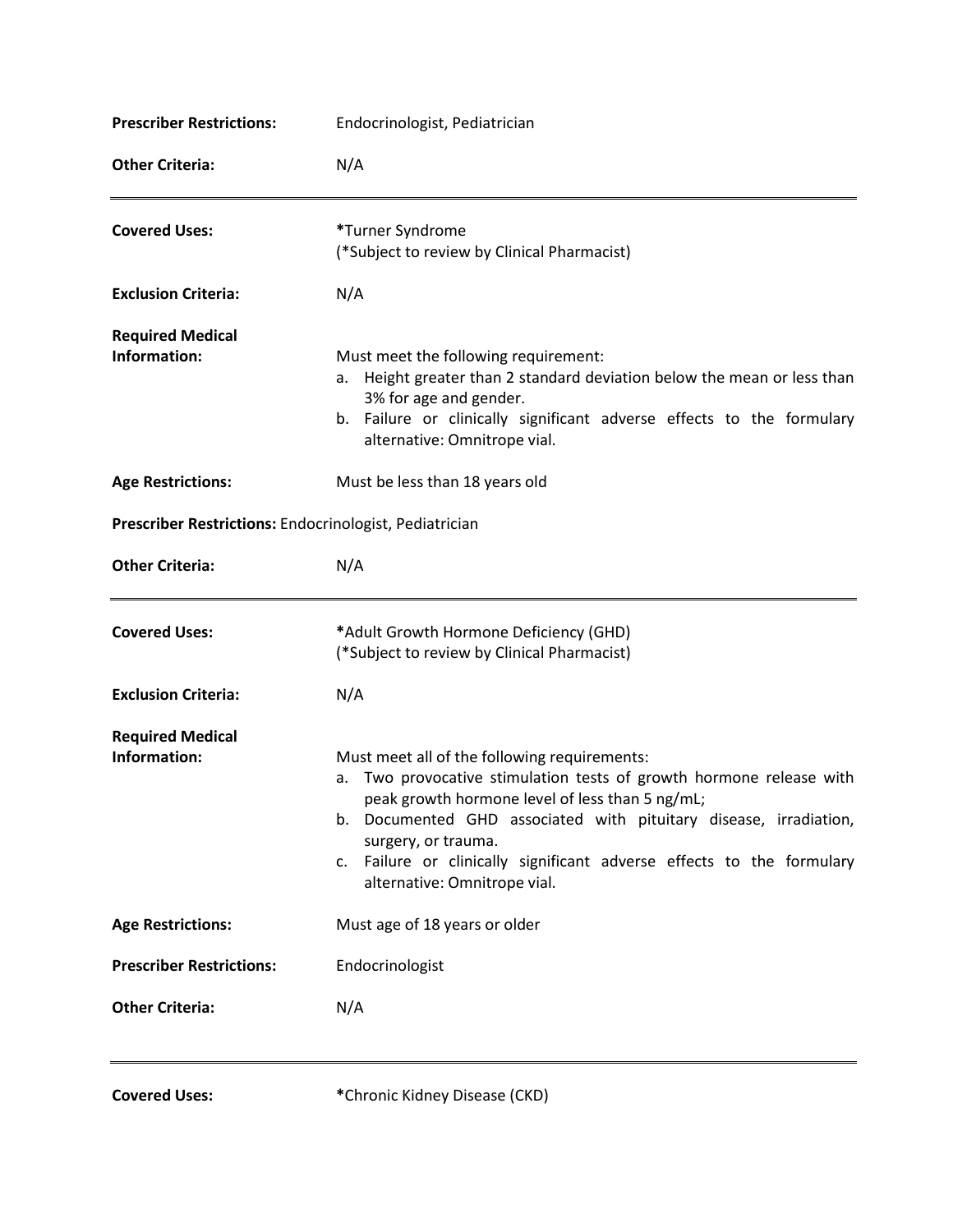**Prescriber Restrictions:** Endocrinologist, Pediatrician

**Other Criteria:** N/A

---

**Covered Uses:** ***Turner Syndrome**
(*Subject to review by Clinical Pharmacist)

**Exclusion Criteria:** N/A

**Required Medical Information:**

Must meet the following requirement:

a. Height greater than 2 standard deviation below the mean or less than 3% for age and gender.
b. Failure or clinically significant adverse effects to the formulary alternative: Omnitrope vial.

**Age Restrictions:** Must be less than 18 years old

**Prescriber Restrictions:** Endocrinologist, Pediatrician

**Other Criteria:** N/A

---

**Covered Uses:** ***Adult Growth Hormone Deficiency (GHD)**
(*Subject to review by Clinical Pharmacist)

**Exclusion Criteria:** N/A

**Required Medical Information:**

Must meet all of the following requirements:

a. Two provocative stimulation tests of growth hormone release with peak growth hormone level of less than 5 ng/mL;
b. Documented GHD associated with pituitary disease, irradiation, surgery, or trauma.
c. Failure or clinically significant adverse effects to the formulary alternative: Omnitrope vial.

**Age Restrictions:** Must age of 18 years or older

**Prescriber Restrictions:** Endocrinologist

**Other Criteria:** N/A

---

**Covered Uses:** ***Chronic Kidney Disease (CKD)**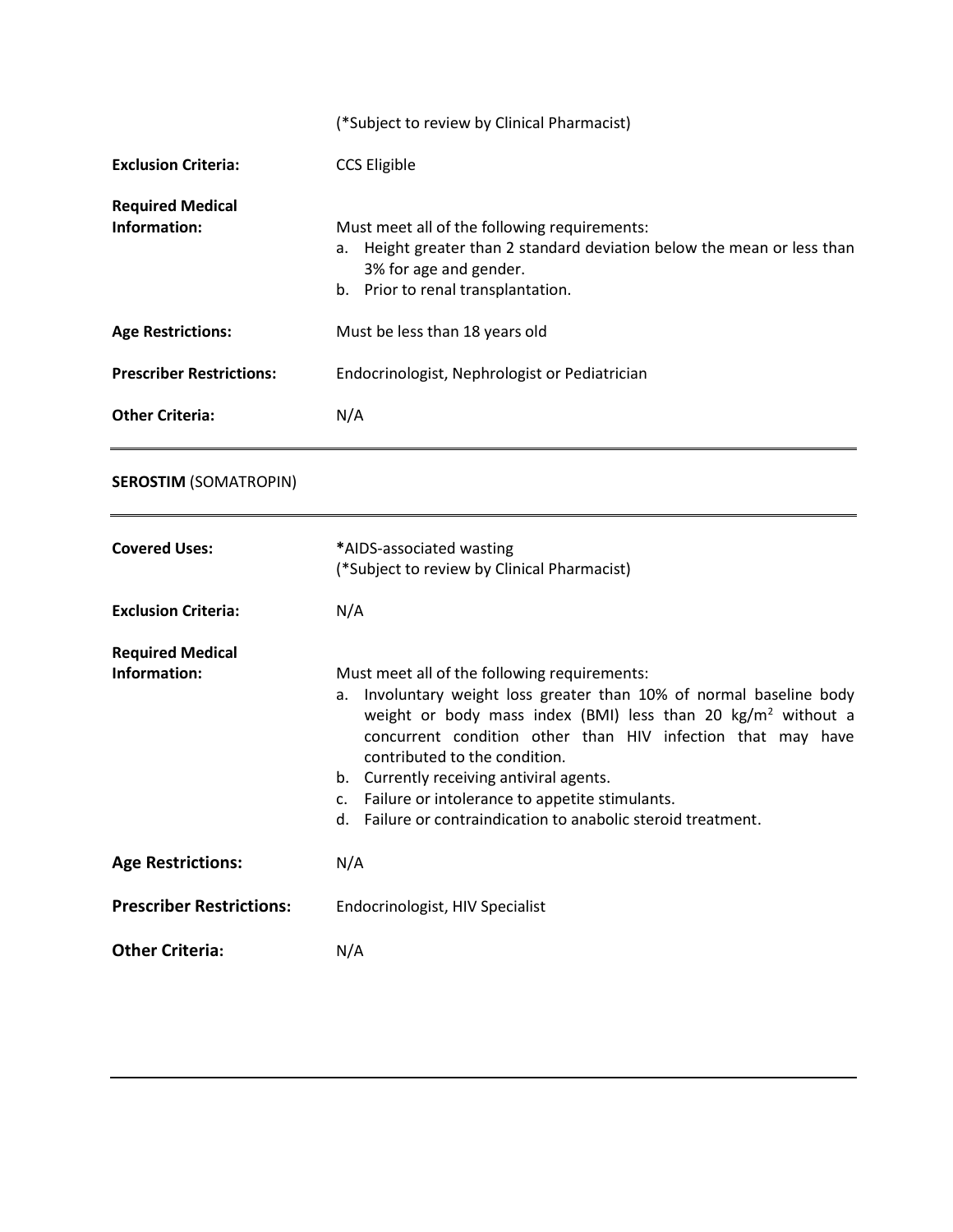(*Subject to review by Clinical Pharmacist)

**Exclusion Criteria:** CCS Eligible

**Required Medical Information:**

Must meet all of the following requirements:

a. Height greater than 2 standard deviation below the mean or less than 3% for age and gender.
b. Prior to renal transplantation.

**Age Restrictions:** Must be less than 18 years old

**Prescriber Restrictions:** Endocrinologist, Nephrologist or Pediatrician

**Other Criteria:** N/A

---

**SEROSTIM** (SOMATROPIN)

---

**Covered Uses:** ***AIDS-associated wasting**
(*Subject to review by Clinical Pharmacist)

**Exclusion Criteria:** N/A

**Required Medical Information:**

Must meet all of the following requirements:

a. Involuntary weight loss greater than 10% of normal baseline body weight or body mass index (BMI) less than 20 $kg/m^2$ without a concurrent condition other than HIV infection that may have contributed to the condition.
b. Currently receiving antiviral agents.
c. Failure or intolerance to appetite stimulants.
d. Failure or contraindication to anabolic steroid treatment.

**Age Restrictions:** N/A

**Prescriber Restrictions:** Endocrinologist, HIV Specialist

**Other Criteria:** N/A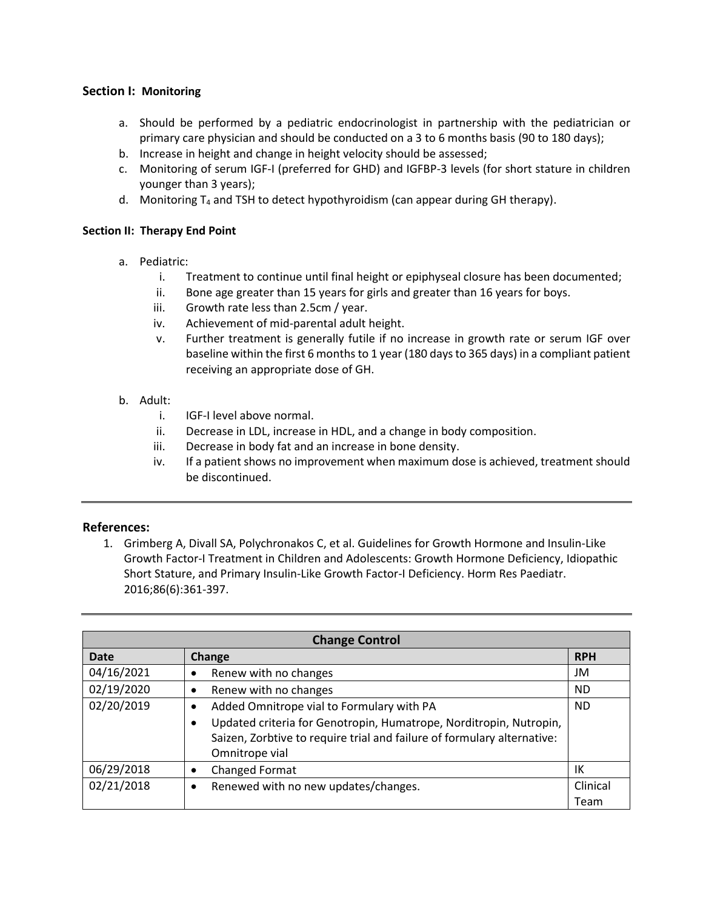### Section I: Monitoring

a. Should be performed by a pediatric endocrinologist in partnership with the pediatrician or primary care physician and should be conducted on a 3 to 6 months basis (90 to 180 days);
b. Increase in height and change in height velocity should be assessed;
c. Monitoring of serum IGF-I (preferred for GHD) and IGFBP-3 levels (for short stature in children younger than 3 years);
d. Monitoring $T_4$ and TSH to detect hypothyroidism (can appear during GH therapy).

### Section II: Therapy End Point

a. Pediatric:
   i. Treatment to continue until final height or epiphyseal closure has been documented;
   ii. Bone age greater than 15 years for girls and greater than 16 years for boys.
   iii. Growth rate less than 2.5cm / year.
   iv. Achievement of mid-parental adult height.
   v. Further treatment is generally futile if no increase in growth rate or serum IGF over baseline within the first 6 months to 1 year (180 days to 365 days) in a compliant patient receiving an appropriate dose of GH.

b. Adult:
   i. IGF-I level above normal.
   ii. Decrease in LDL, increase in HDL, and a change in body composition.
   iii. Decrease in body fat and an increase in bone density.
   iv. If a patient shows no improvement when maximum dose is achieved, treatment should be discontinued.

---

## References:

1. Grimberg A, Divall SA, Polychronakos C, et al. Guidelines for Growth Hormone and Insulin-Like Growth Factor-I Treatment in Children and Adolescents: Growth Hormone Deficiency, Idiopathic Short Stature, and Primary Insulin-Like Growth Factor-I Deficiency. Horm Res Paediatr. 2016;86(6):361-397.

---

| Change Control | | |
|---|---|---|
| **Date** | **Change** | **RPH** |
| 04/16/2021 | • Renew with no changes | JM |
| 02/19/2020 | • Renew with no changes | ND |
| 02/20/2019 | • Added Omnitrope vial to Formulary with PA<br>• Updated criteria for Genotropin, Humatrope, Norditropin, Nutropin, Saizen, Zorbtive to require trial and failure of formulary alternative: Omnitrope vial | ND |
| 06/29/2018 | • Changed Format | IK |
| 02/21/2018 | • Renewed with no new updates/changes. | Clinical Team |